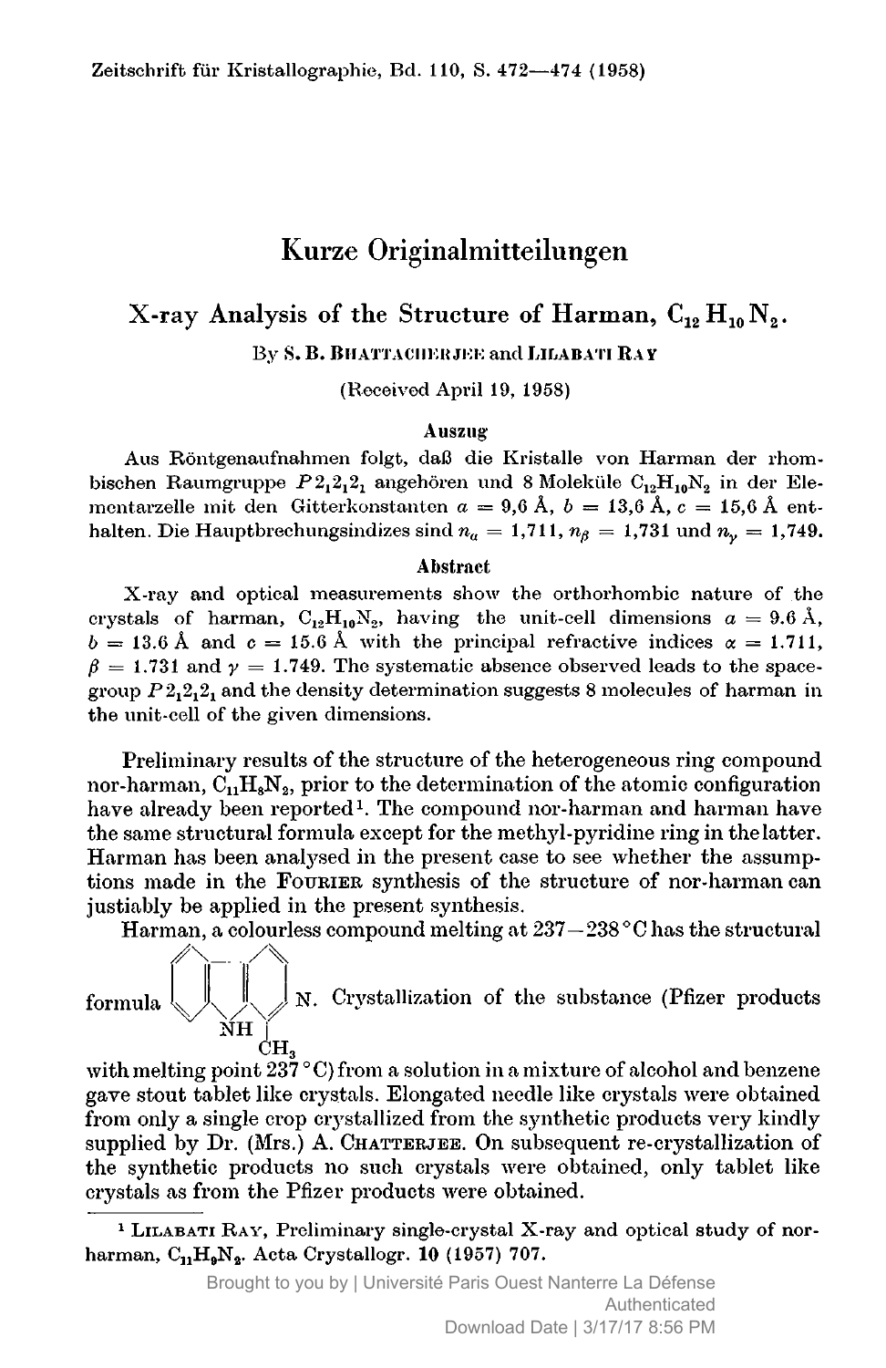# Kurze Originalmitteilungen

## X-ray Analysis of the Structure of Harman, $C_{12}H_{10}N_2$.

By **S. B. Bhattacherjee** and **Lilabati Ray**

(Received April 19, 1958)

### Auszug

Aus Röntgenaufnahmen folgt, daß die Kristalle von Harman der rhombischen Raumgruppe $P2_12_12_1$ angehören und 8 Moleküle $C_{12}H_{10}N_2$ in der Elementarzelle mit den Gitterkonstanten $a = 9{,}6$ Å, $b = 13{,}6$ Å, $c = 15{,}6$ Å enthalten. Die Hauptbrechungsindizes sind $n_\alpha = 1{,}711$, $n_\beta = 1{,}731$ und $n_\gamma = 1{,}749$.

### Abstract

X-ray and optical measurements show the orthorhombic nature of the crystals of harman, $C_{12}H_{10}N_2$, having the unit-cell dimensions $a = 9.6$ Å, $b = 13.6$ Å and $c = 15.6$ Å with the principal refractive indices $\alpha = 1.711$, $\beta = 1.731$ and $\gamma = 1.749$. The systematic absence observed leads to the space-group $P2_12_12_1$ and the density determination suggests 8 molecules of harman in the unit-cell of the given dimensions.

Preliminary results of the structure of the heterogeneous ring compound nor-harman, $C_{11}H_8N_2$, prior to the determination of the atomic configuration have already been reported[1]. The compound nor-harman and harman have the same structural formula except for the methyl-pyridine ring in the latter. Harman has been analysed in the present case to see whether the assumptions made in the Fourier synthesis of the structure of nor-harman can justiably be applied in the present synthesis.

Harman, a colourless compound melting at 237—238 °C has the structural formula [structural formula: NH, N, $CH_3$]. Crystallization of the substance (Pfizer products with melting point 237 °C) from a solution in a mixture of alcohol and benzene gave stout tablet like crystals. Elongated needle like crystals were obtained from only a single crop crystallized from the synthetic products very kindly supplied by Dr. (Mrs.) A. Chatterjee. On subsequent re-crystallization of the synthetic products no such crystals were obtained, only tablet like crystals as from the Pfizer products were obtained.

---

[1] Lilabati Ray, Preliminary single-crystal X-ray and optical study of nor-harman, $C_{11}H_9N_2$. Acta Crystallogr. **10** (1957) 707.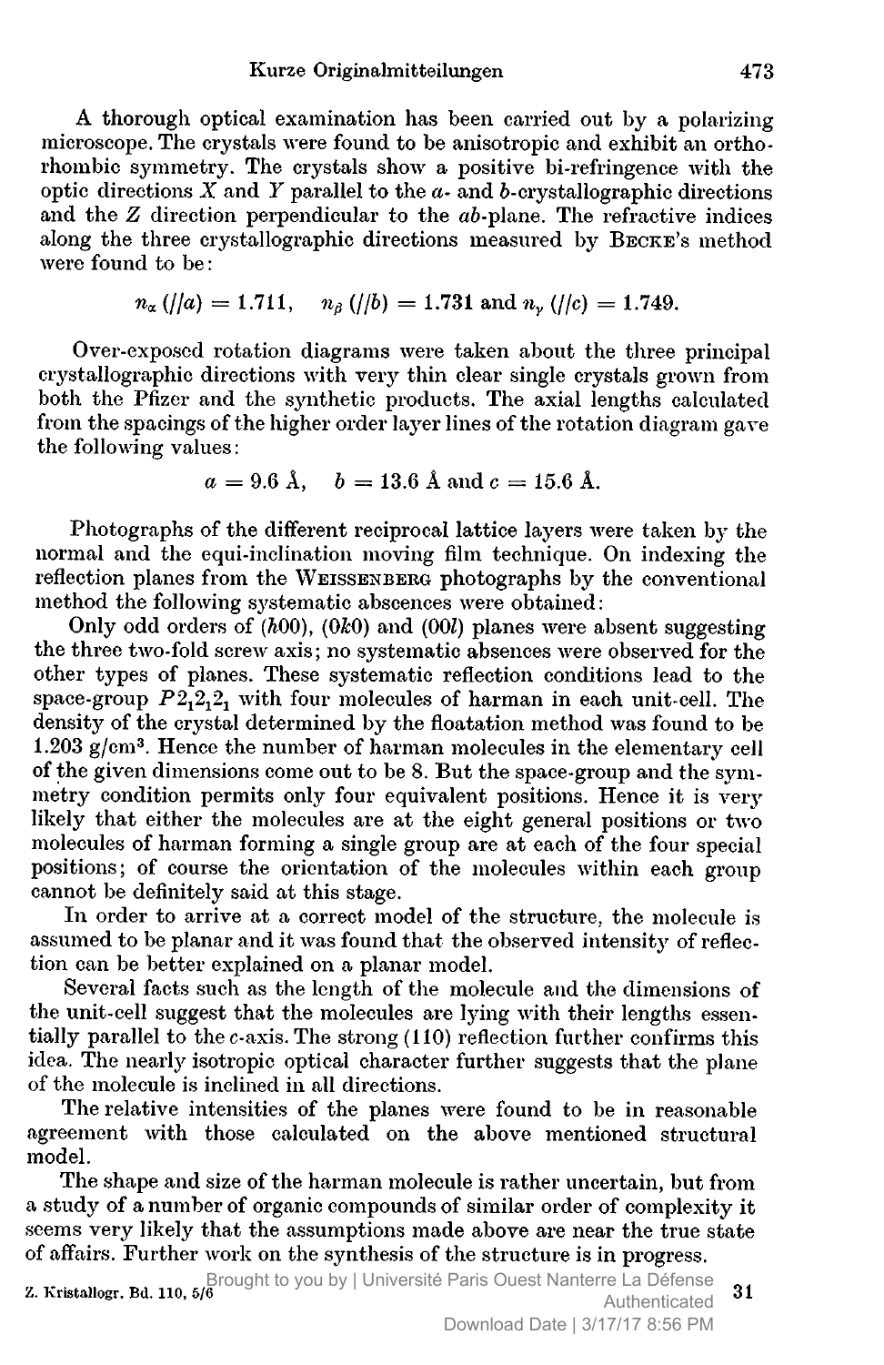A thorough optical examination has been carried out by a polarizing microscope. The crystals were found to be anisotropic and exhibit an orthorhombic symmetry. The crystals show a positive bi-refringence with the optic directions $X$ and $Y$ parallel to the $a$- and $b$-crystallographic directions and the $Z$ direction perpendicular to the $ab$-plane. The refractive indices along the three crystallographic directions measured by BECKE's method were found to be:

$$n_\alpha\,(//a) = 1.711, \quad n_\beta\,(//b) = 1.731 \text{ and } n_\gamma\,(//c) = 1.749.$$

Over-exposed rotation diagrams were taken about the three principal crystallographic directions with very thin clear single crystals grown from both the Pfizer and the synthetic products. The axial lengths calculated from the spacings of the higher order layer lines of the rotation diagram gave the following values:

$$a = 9.6\ \text{Å}, \quad b = 13.6\ \text{Å and } c = 15.6\ \text{Å}.$$

Photographs of the different reciprocal lattice layers were taken by the normal and the equi-inclination moving film technique. On indexing the reflection planes from the WEISSENBERG photographs by the conventional method the following systematic abscences were obtained:

Only odd orders of ($h00$), ($0k0$) and ($00l$) planes were absent suggesting the three two-fold screw axis; no systematic absences were observed for the other types of planes. These systematic reflection conditions lead to the space-group $P2_12_12_1$ with four molecules of harman in each unit-cell. The density of the crystal determined by the floatation method was found to be 1.203 g/cm³. Hence the number of harman molecules in the elementary cell of the given dimensions come out to be 8. But the space-group and the symmetry condition permits only four equivalent positions. Hence it is very likely that either the molecules are at the eight general positions or two molecules of harman forming a single group are at each of the four special positions; of course the orientation of the molecules within each group cannot be definitely said at this stage.

In order to arrive at a correct model of the structure, the molecule is assumed to be planar and it was found that the observed intensity of reflection can be better explained on a planar model.

Several facts such as the length of the molecule and the dimensions of the unit-cell suggest that the molecules are lying with their lengths essentially parallel to the $c$-axis. The strong (110) reflection further confirms this idea. The nearly isotropic optical character further suggests that the plane of the molecule is inclined in all directions.

The relative intensities of the planes were found to be in reasonable agreement with those calculated on the above mentioned structural model.

The shape and size of the harman molecule is rather uncertain, but from a study of a number of organic compounds of similar order of complexity it seems very likely that the assumptions made above are near the true state of affairs. Further work on the synthesis of the structure is in progress.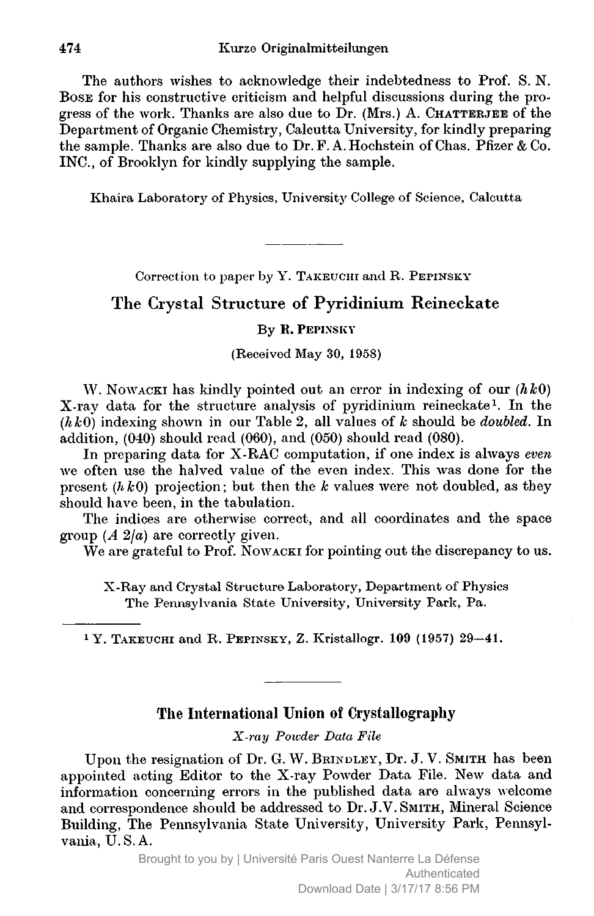The authors wishes to acknowledge their indebtedness to Prof. S. N. BOSE for his constructive criticism and helpful discussions during the progress of the work. Thanks are also due to Dr. (Mrs.) A. CHATTERJEE of the Department of Organic Chemistry, Calcutta University, for kindly preparing the sample. Thanks are also due to Dr. F. A. Hochstein of Chas. Pfizer & Co. INC., of Brooklyn for kindly supplying the sample.

Khaira Laboratory of Physics, University College of Science, Calcutta

---

Correction to paper by Y. TAKEUCHI and R. PEPINSKY

## The Crystal Structure of Pyridinium Reineckate

By R. PEPINSKY

(Received May 30, 1958)

W. NOWACKI has kindly pointed out an error in indexing of our $(hk0)$ X-ray data for the structure analysis of pyridinium reineckate[1]. In the $(hk0)$ indexing shown in our Table 2, all values of $k$ should be *doubled*. In addition, (040) should read (060), and (050) should read (080).

In preparing data for X-RAC computation, if one index is always *even* we often use the halved value of the even index. This was done for the present $(hk0)$ projection; but then the $k$ values were not doubled, as they should have been, in the tabulation.

The indices are otherwise correct, and all coordinates and the space group ($A\ 2/a$) are correctly given.

We are grateful to Prof. NOWACKI for pointing out the discrepancy to us.

X-Ray and Crystal Structure Laboratory, Department of Physics
The Pennsylvania State University, University Park, Pa.

[1] Y. TAKEUCHI and R. PEPINSKY, Z. Kristallogr. **109** (1957) 29–41.

---

## The International Union of Crystallography

*X-ray Powder Data File*

Upon the resignation of Dr. G. W. BRINDLEY, Dr. J. V. SMITH has been appointed acting Editor to the X-ray Powder Data File. New data and information concerning errors in the published data are always welcome and correspondence should be addressed to Dr. J.V. SMITH, Mineral Science Building, The Pennsylvania State University, University Park, Pennsylvania, U.S.A.